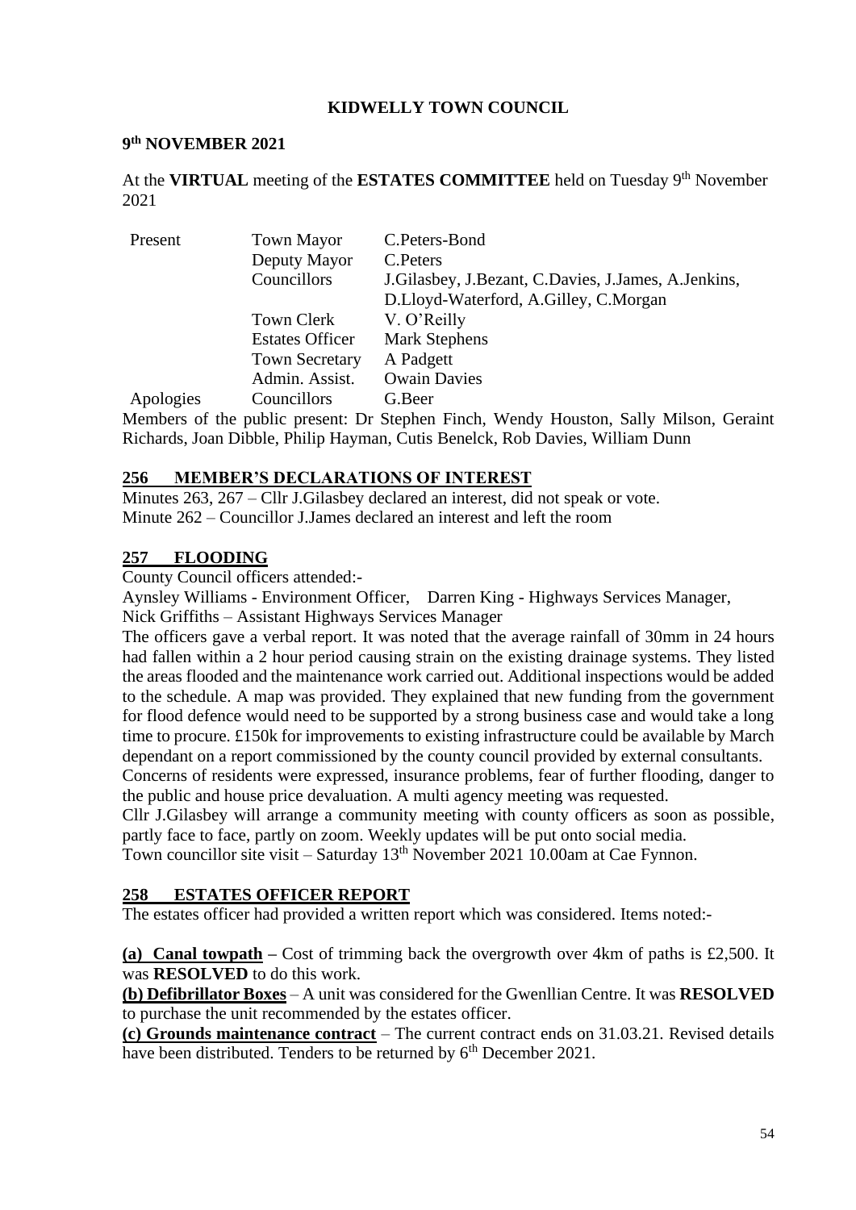**KIDWELLY TOWN COUNCIL**

**9th NOVEMBER 2021**

At the **VIRTUAL** meeting of the **ESTATES COMMITTEE** held on Tuesday 9th November 2021

| | | |
|---|---|---|
| Present | Town Mayor | C.Peters-Bond |
| | Deputy Mayor | C.Peters |
| | Councillors | J.Gilasbey, J.Bezant, C.Davies, J.James, A.Jenkins, D.Lloyd-Waterford, A.Gilley, C.Morgan |
| | Town Clerk | V. O'Reilly |
| | Estates Officer | Mark Stephens |
| | Town Secretary | A Padgett |
| | Admin. Assist. | Owain Davies |
| Apologies | Councillors | G.Beer |

Members of the public present: Dr Stephen Finch, Wendy Houston, Sally Milson, Geraint Richards, Joan Dibble, Philip Hayman, Cutis Benelck, Rob Davies, William Dunn

## 256 MEMBER'S DECLARATIONS OF INTEREST

Minutes 263, 267 – Cllr J.Gilasbey declared an interest, did not speak or vote.
Minute 262 – Councillor J.James declared an interest and left the room

## 257 FLOODING

County Council officers attended:-

Aynsley Williams - Environment Officer, Darren King - Highways Services Manager,
Nick Griffiths – Assistant Highways Services Manager

The officers gave a verbal report. It was noted that the average rainfall of 30mm in 24 hours had fallen within a 2 hour period causing strain on the existing drainage systems. They listed the areas flooded and the maintenance work carried out. Additional inspections would be added to the schedule. A map was provided. They explained that new funding from the government for flood defence would need to be supported by a strong business case and would take a long time to procure. £150k for improvements to existing infrastructure could be available by March dependant on a report commissioned by the county council provided by external consultants.

Concerns of residents were expressed, insurance problems, fear of further flooding, danger to the public and house price devaluation. A multi agency meeting was requested.

Cllr J.Gilasbey will arrange a community meeting with county officers as soon as possible, partly face to face, partly on zoom. Weekly updates will be put onto social media.

Town councillor site visit – Saturday 13th November 2021 10.00am at Cae Fynnon.

## 258 ESTATES OFFICER REPORT

The estates officer had provided a written report which was considered. Items noted:-

**(a) Canal towpath** – Cost of trimming back the overgrowth over 4km of paths is £2,500. It was **RESOLVED** to do this work.

**(b) Defibrillator Boxes** – A unit was considered for the Gwenllian Centre. It was **RESOLVED** to purchase the unit recommended by the estates officer.

**(c) Grounds maintenance contract** – The current contract ends on 31.03.21. Revised details have been distributed. Tenders to be returned by 6th December 2021.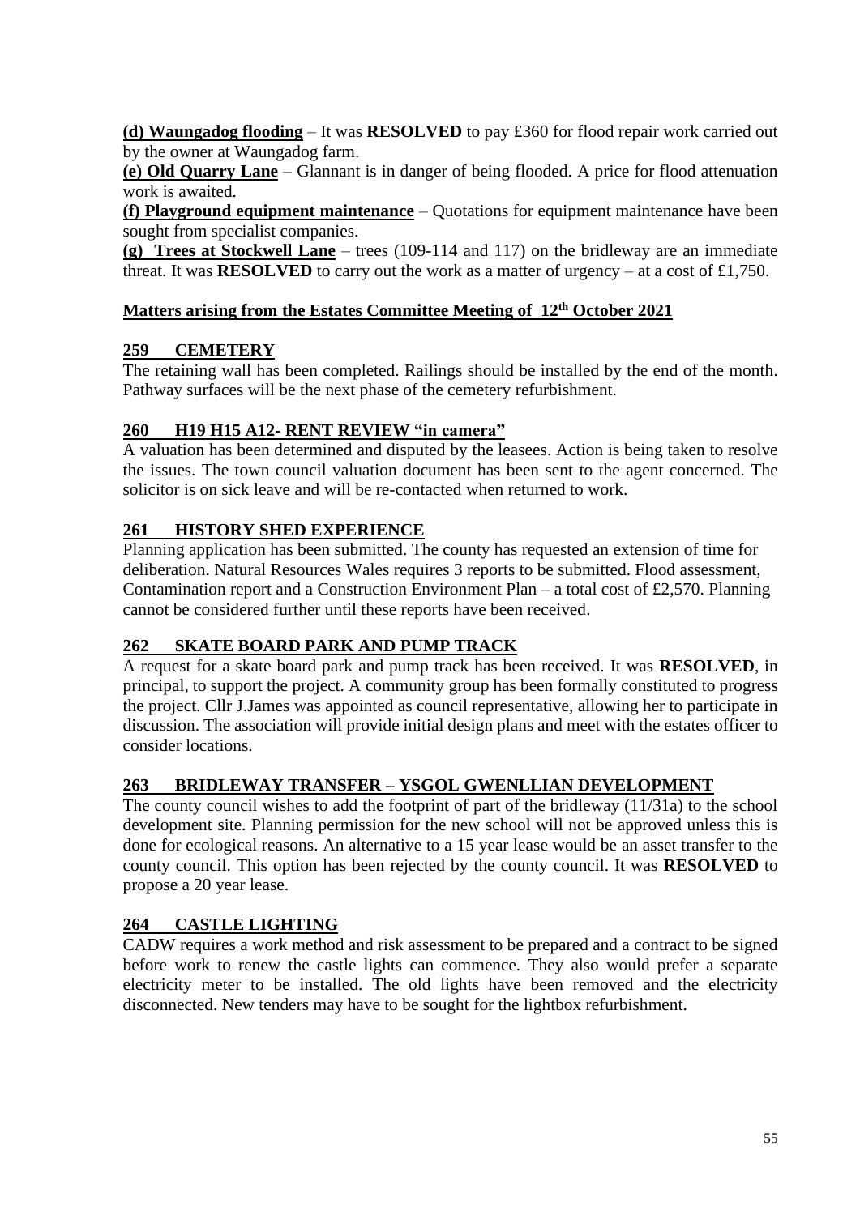**(d) Waungadog flooding** – It was **RESOLVED** to pay £360 for flood repair work carried out by the owner at Waungadog farm.

**(e) Old Quarry Lane** – Glannant is in danger of being flooded. A price for flood attenuation work is awaited.

**(f) Playground equipment maintenance** – Quotations for equipment maintenance have been sought from specialist companies.

**(g) Trees at Stockwell Lane** – trees (109-114 and 117) on the bridleway are an immediate threat. It was **RESOLVED** to carry out the work as a matter of urgency – at a cost of £1,750.

## Matters arising from the Estates Committee Meeting of 12th October 2021

### 259 CEMETERY

The retaining wall has been completed. Railings should be installed by the end of the month. Pathway surfaces will be the next phase of the cemetery refurbishment.

### 260 H19 H15 A12- RENT REVIEW "in camera"

A valuation has been determined and disputed by the leasees. Action is being taken to resolve the issues. The town council valuation document has been sent to the agent concerned. The solicitor is on sick leave and will be re-contacted when returned to work.

### 261 HISTORY SHED EXPERIENCE

Planning application has been submitted. The county has requested an extension of time for deliberation. Natural Resources Wales requires 3 reports to be submitted. Flood assessment, Contamination report and a Construction Environment Plan – a total cost of £2,570. Planning cannot be considered further until these reports have been received.

### 262 SKATE BOARD PARK AND PUMP TRACK

A request for a skate board park and pump track has been received. It was **RESOLVED**, in principal, to support the project. A community group has been formally constituted to progress the project. Cllr J.James was appointed as council representative, allowing her to participate in discussion. The association will provide initial design plans and meet with the estates officer to consider locations.

### 263 BRIDLEWAY TRANSFER – YSGOL GWENLLIAN DEVELOPMENT

The county council wishes to add the footprint of part of the bridleway (11/31a) to the school development site. Planning permission for the new school will not be approved unless this is done for ecological reasons. An alternative to a 15 year lease would be an asset transfer to the county council. This option has been rejected by the county council. It was **RESOLVED** to propose a 20 year lease.

### 264 CASTLE LIGHTING

CADW requires a work method and risk assessment to be prepared and a contract to be signed before work to renew the castle lights can commence. They also would prefer a separate electricity meter to be installed. The old lights have been removed and the electricity disconnected. New tenders may have to be sought for the lightbox refurbishment.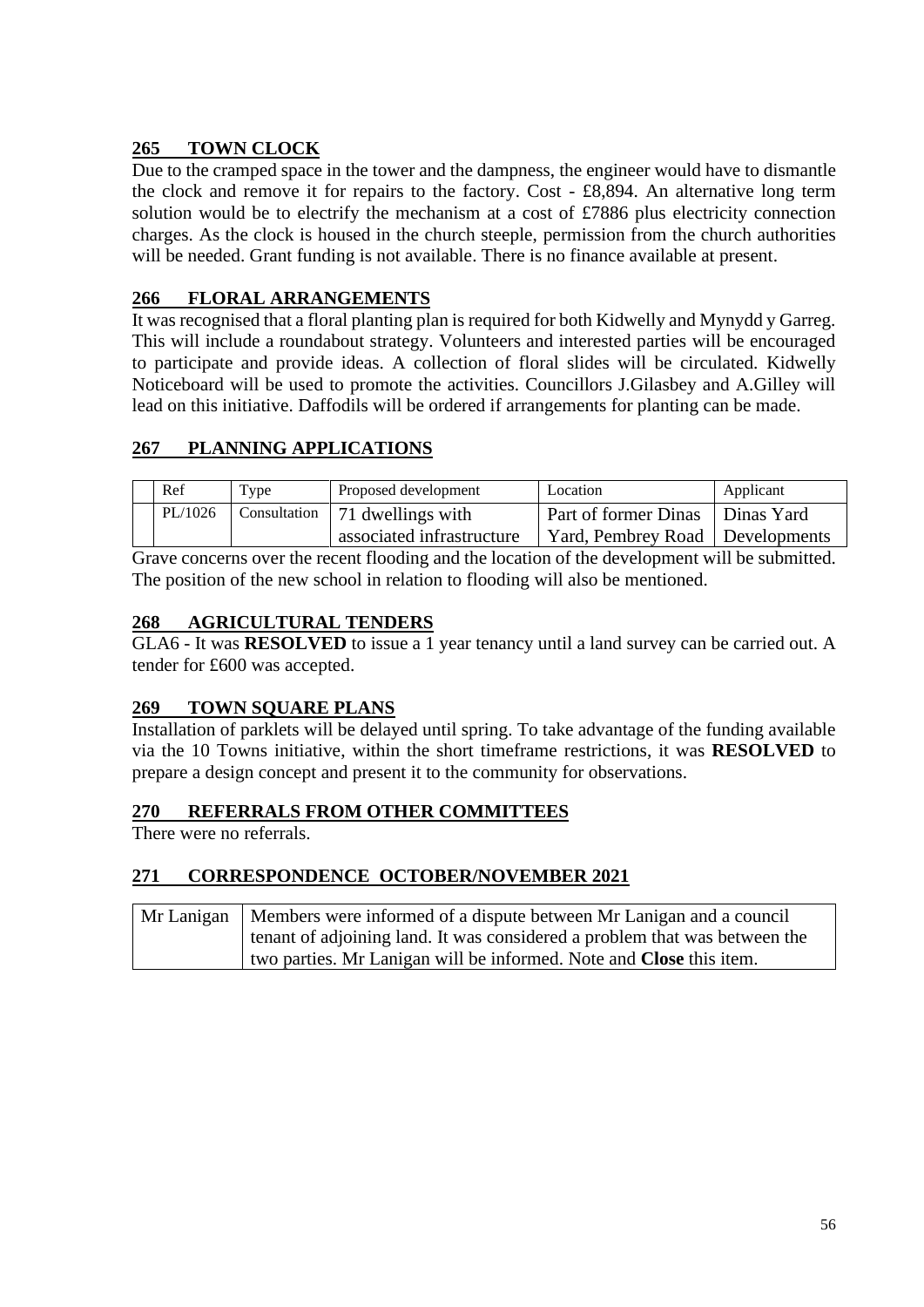## 265 TOWN CLOCK

Due to the cramped space in the tower and the dampness, the engineer would have to dismantle the clock and remove it for repairs to the factory. Cost - £8,894. An alternative long term solution would be to electrify the mechanism at a cost of £7886 plus electricity connection charges. As the clock is housed in the church steeple, permission from the church authorities will be needed. Grant funding is not available. There is no finance available at present.

## 266 FLORAL ARRANGEMENTS

It was recognised that a floral planting plan is required for both Kidwelly and Mynydd y Garreg. This will include a roundabout strategy. Volunteers and interested parties will be encouraged to participate and provide ideas. A collection of floral slides will be circulated. Kidwelly Noticeboard will be used to promote the activities. Councillors J.Gilasbey and A.Gilley will lead on this initiative. Daffodils will be ordered if arrangements for planting can be made.

## 267 PLANNING APPLICATIONS

| | Ref | Type | Proposed development | Location | Applicant |
|---|---|---|---|---|---|
| | PL/1026 | Consultation | 71 dwellings with associated infrastructure | Part of former Dinas Yard, Pembrey Road | Dinas Yard Developments |

Grave concerns over the recent flooding and the location of the development will be submitted. The position of the new school in relation to flooding will also be mentioned.

## 268 AGRICULTURAL TENDERS

GLA6 - It was **RESOLVED** to issue a 1 year tenancy until a land survey can be carried out. A tender for £600 was accepted.

## 269 TOWN SQUARE PLANS

Installation of parklets will be delayed until spring. To take advantage of the funding available via the 10 Towns initiative, within the short timeframe restrictions, it was **RESOLVED** to prepare a design concept and present it to the community for observations.

## 270 REFERRALS FROM OTHER COMMITTEES

There were no referrals.

## 271 CORRESPONDENCE OCTOBER/NOVEMBER 2021

| | |
|---|---|
| Mr Lanigan | Members were informed of a dispute between Mr Lanigan and a council tenant of adjoining land. It was considered a problem that was between the two parties. Mr Lanigan will be informed. Note and **Close** this item. |